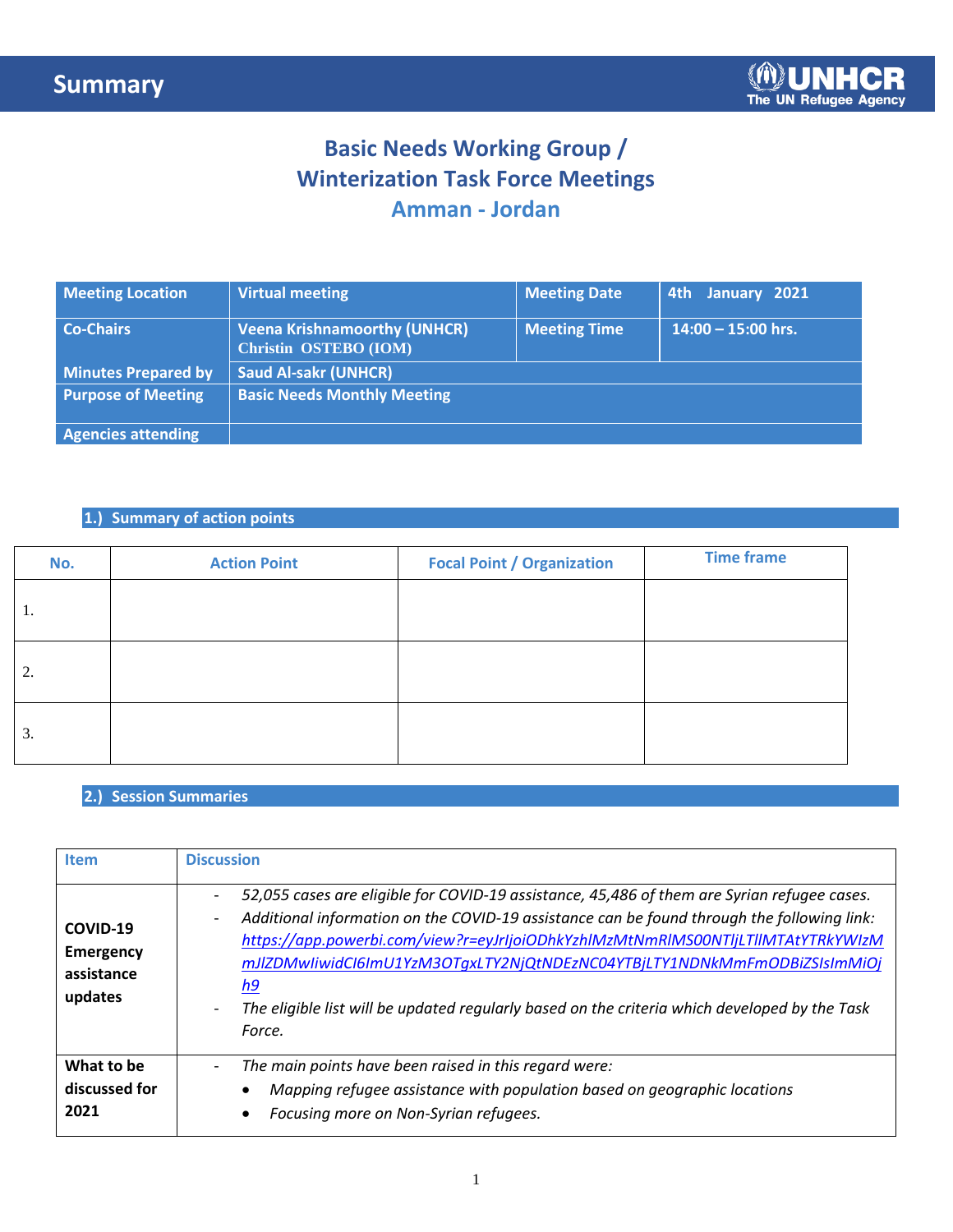# Summary

## Basic Needs Working Group / Winterization Task Force Meetings

### Amman - Jordan

| Meeting Location | Virtual meeting | Meeting Date | 4th January 2021 |
|---|---|---|---|
| Co-Chairs | Veena Krishnamoorthy (UNHCR)<br>Christin OSTEBO (IOM) | Meeting Time | 14:00 – 15:00 hrs. |
| Minutes Prepared by | Saud Al-sakr (UNHCR) | | |
| Purpose of Meeting | Basic Needs Monthly Meeting | | |
| Agencies attending | | | |

### 1.) Summary of action points

| No. | Action Point | Focal Point / Organization | Time frame |
|---|---|---|---|
| 1. | | | |
| 2. | | | |
| 3. | | | |

### 2.) Session Summaries

| Item | Discussion |
|---|---|
| **COVID-19 Emergency assistance updates** | - *52,055 cases are eligible for COVID-19 assistance, 45,486 of them are Syrian refugee cases.*<br>- *Additional information on the COVID-19 assistance can be found through the following link: https://app.powerbi.com/view?r=eyJrIjoiODhkYzhlMzMtNmRlMS00NTljLTllMTAtYTRkYWIzMmJlZDMwIiwidCI6ImU1YzM3OTgxLTY2NjQtNDEzNC04YTBjLTY1NDNkMmFmODBiZSIsImMiOjh9*<br>- *The eligible list will be updated regularly based on the criteria which developed by the Task Force.* |
| **What to be discussed for 2021** | - *The main points have been raised in this regard were:*<br>• *Mapping refugee assistance with population based on geographic locations*<br>• *Focusing more on Non-Syrian refugees.* |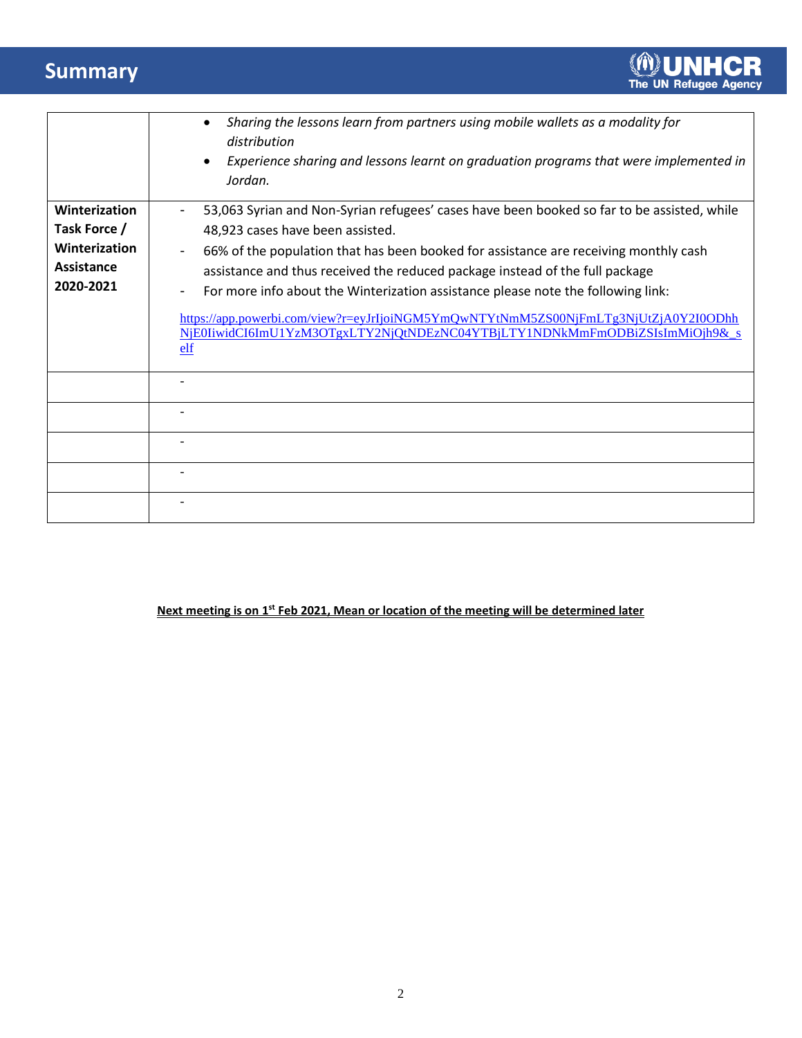# Summary

| | |
|---|---|
| | • *Sharing the lessons learn from partners using mobile wallets as a modality for distribution*<br>• *Experience sharing and lessons learnt on graduation programs that were implemented in Jordan.* |
| **Winterization Task Force / Winterization Assistance 2020-2021** | - 53,063 Syrian and Non-Syrian refugees' cases have been booked so far to be assisted, while 48,923 cases have been assisted.<br>- 66% of the population that has been booked for assistance are receiving monthly cash assistance and thus received the reduced package instead of the full package<br>- For more info about the Winterization assistance please note the following link:<br>https://app.powerbi.com/view?r=eyJrIjoiNGM5YmQwNTYtNmM5ZS00NjFmLTg3NjUtZjA0Y2I0ODhhNjE0IiwidCI6ImU1YzM3OTgxLTY2NjQtNDEzNC04YTBjLTY1NDNkMmFmODBiZSIsImMiOjh9&_self |
| | - |
| | - |
| | - |
| | - |
| | - |

**<u>Next meeting is on 1st Feb 2021, Mean or location of the meeting will be determined later</u>**